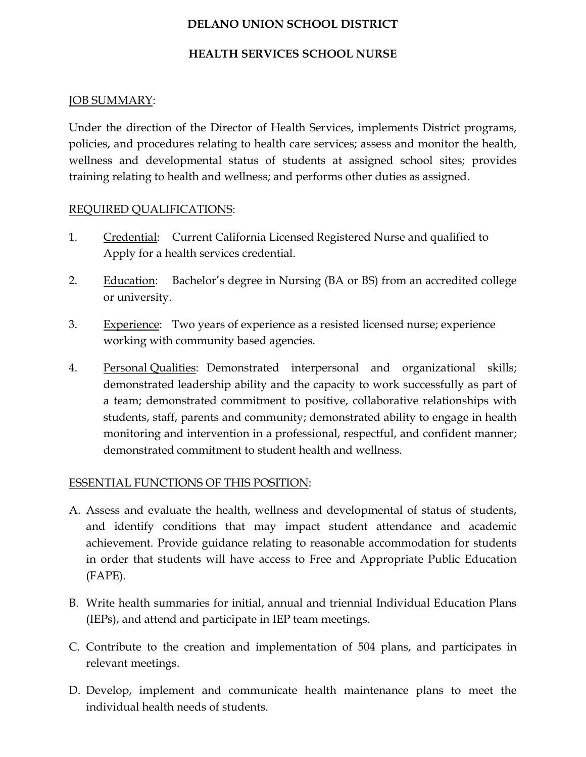# DELANO UNION SCHOOL DISTRICT

## HEALTH SERVICES SCHOOL NURSE

<u>JOB SUMMARY</u>:

Under the direction of the Director of Health Services, implements District programs, policies, and procedures relating to health care services; assess and monitor the health, wellness and developmental status of students at assigned school sites; provides training relating to health and wellness; and performs other duties as assigned.

<u>REQUIRED QUALIFICATIONS</u>:

1. <u>Credential</u>: Current California Licensed Registered Nurse and qualified to Apply for a health services credential.

2. <u>Education</u>: Bachelor's degree in Nursing (BA or BS) from an accredited college or university.

3. <u>Experience</u>: Two years of experience as a resisted licensed nurse; experience working with community based agencies.

4. <u>Personal Qualities</u>: Demonstrated interpersonal and organizational skills; demonstrated leadership ability and the capacity to work successfully as part of a team; demonstrated commitment to positive, collaborative relationships with students, staff, parents and community; demonstrated ability to engage in health monitoring and intervention in a professional, respectful, and confident manner; demonstrated commitment to student health and wellness.

<u>ESSENTIAL FUNCTIONS OF THIS POSITION</u>:

A. Assess and evaluate the health, wellness and developmental of status of students, and identify conditions that may impact student attendance and academic achievement. Provide guidance relating to reasonable accommodation for students in order that students will have access to Free and Appropriate Public Education (FAPE).

B. Write health summaries for initial, annual and triennial Individual Education Plans (IEPs), and attend and participate in IEP team meetings.

C. Contribute to the creation and implementation of 504 plans, and participates in relevant meetings.

D. Develop, implement and communicate health maintenance plans to meet the individual health needs of students.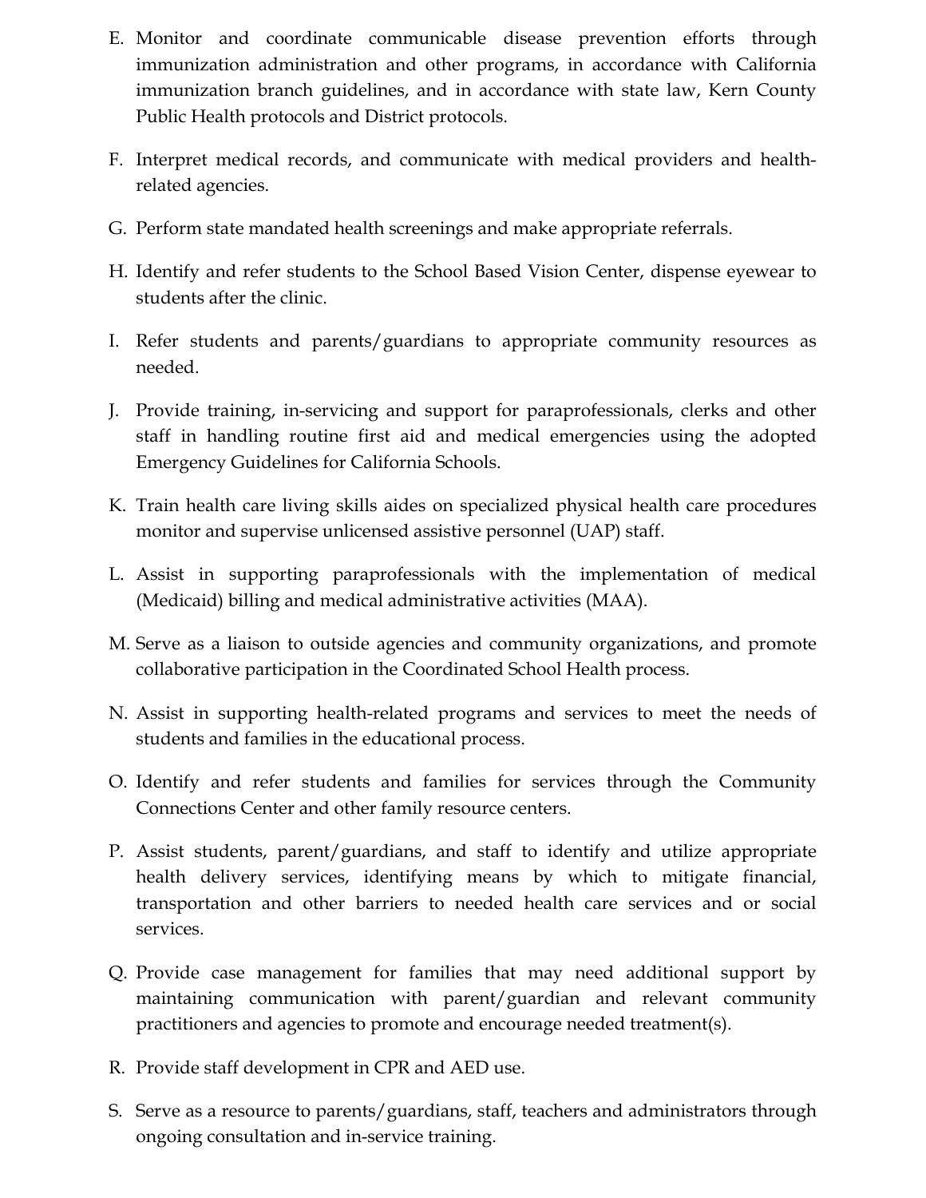E. Monitor and coordinate communicable disease prevention efforts through immunization administration and other programs, in accordance with California immunization branch guidelines, and in accordance with state law, Kern County Public Health protocols and District protocols.

F. Interpret medical records, and communicate with medical providers and health-related agencies.

G. Perform state mandated health screenings and make appropriate referrals.

H. Identify and refer students to the School Based Vision Center, dispense eyewear to students after the clinic.

I. Refer students and parents/guardians to appropriate community resources as needed.

J. Provide training, in-servicing and support for paraprofessionals, clerks and other staff in handling routine first aid and medical emergencies using the adopted Emergency Guidelines for California Schools.

K. Train health care living skills aides on specialized physical health care procedures monitor and supervise unlicensed assistive personnel (UAP) staff.

L. Assist in supporting paraprofessionals with the implementation of medical (Medicaid) billing and medical administrative activities (MAA).

M. Serve as a liaison to outside agencies and community organizations, and promote collaborative participation in the Coordinated School Health process.

N. Assist in supporting health-related programs and services to meet the needs of students and families in the educational process.

O. Identify and refer students and families for services through the Community Connections Center and other family resource centers.

P. Assist students, parent/guardians, and staff to identify and utilize appropriate health delivery services, identifying means by which to mitigate financial, transportation and other barriers to needed health care services and or social services.

Q. Provide case management for families that may need additional support by maintaining communication with parent/guardian and relevant community practitioners and agencies to promote and encourage needed treatment(s).

R. Provide staff development in CPR and AED use.

S. Serve as a resource to parents/guardians, staff, teachers and administrators through ongoing consultation and in-service training.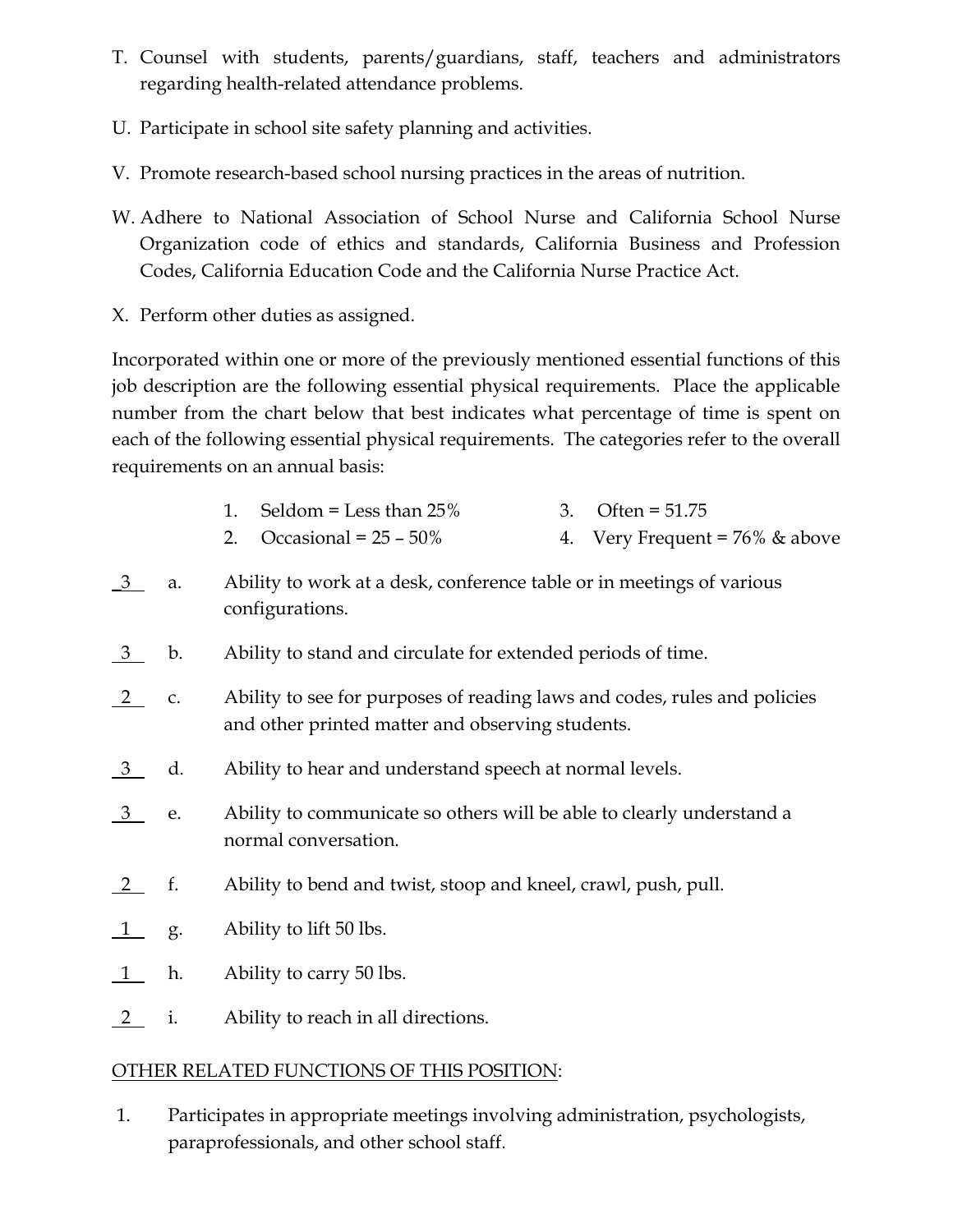T. Counsel with students, parents/guardians, staff, teachers and administrators regarding health-related attendance problems.

U. Participate in school site safety planning and activities.

V. Promote research-based school nursing practices in the areas of nutrition.

W. Adhere to National Association of School Nurse and California School Nurse Organization code of ethics and standards, California Business and Profession Codes, California Education Code and the California Nurse Practice Act.

X. Perform other duties as assigned.

Incorporated within one or more of the previously mentioned essential functions of this job description are the following essential physical requirements. Place the applicable number from the chart below that best indicates what percentage of time is spent on each of the following essential physical requirements. The categories refer to the overall requirements on an annual basis:

1. Seldom = Less than 25%
2. Occasional = 25 – 50%
3. Often = 51.75
4. Very Frequent = 76% & above

\_3\_ a. Ability to work at a desk, conference table or in meetings of various configurations.

\_3\_ b. Ability to stand and circulate for extended periods of time.

\_2\_ c. Ability to see for purposes of reading laws and codes, rules and policies and other printed matter and observing students.

\_3\_ d. Ability to hear and understand speech at normal levels.

\_3\_ e. Ability to communicate so others will be able to clearly understand a normal conversation.

\_2\_ f. Ability to bend and twist, stoop and kneel, crawl, push, pull.

\_1\_ g. Ability to lift 50 lbs.

\_1\_ h. Ability to carry 50 lbs.

\_2\_ i. Ability to reach in all directions.

<u>OTHER RELATED FUNCTIONS OF THIS POSITION</u>:

1. Participates in appropriate meetings involving administration, psychologists, paraprofessionals, and other school staff.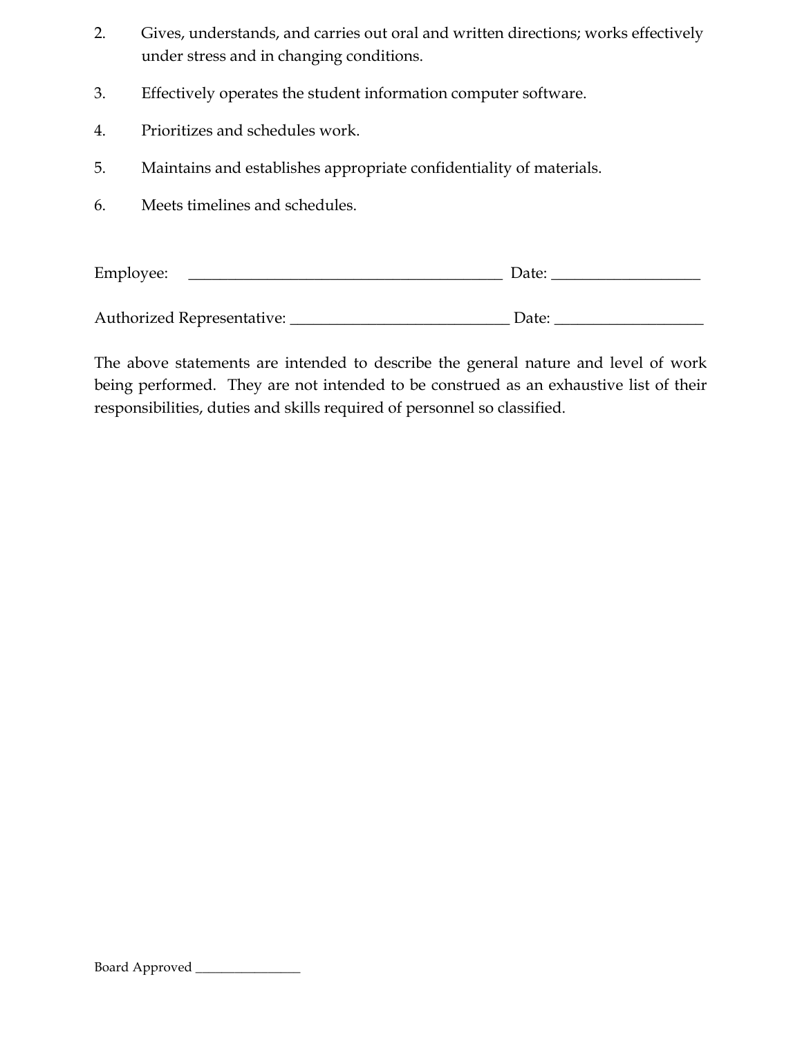2. Gives, understands, and carries out oral and written directions; works effectively under stress and in changing conditions.

3. Effectively operates the student information computer software.

4. Prioritizes and schedules work.

5. Maintains and establishes appropriate confidentiality of materials.

6. Meets timelines and schedules.

Employee: ________________________________________ Date: ___________________

Authorized Representative: ____________________________ Date: ___________________

The above statements are intended to describe the general nature and level of work being performed. They are not intended to be construed as an exhaustive list of their responsibilities, duties and skills required of personnel so classified.

Board Approved ________________